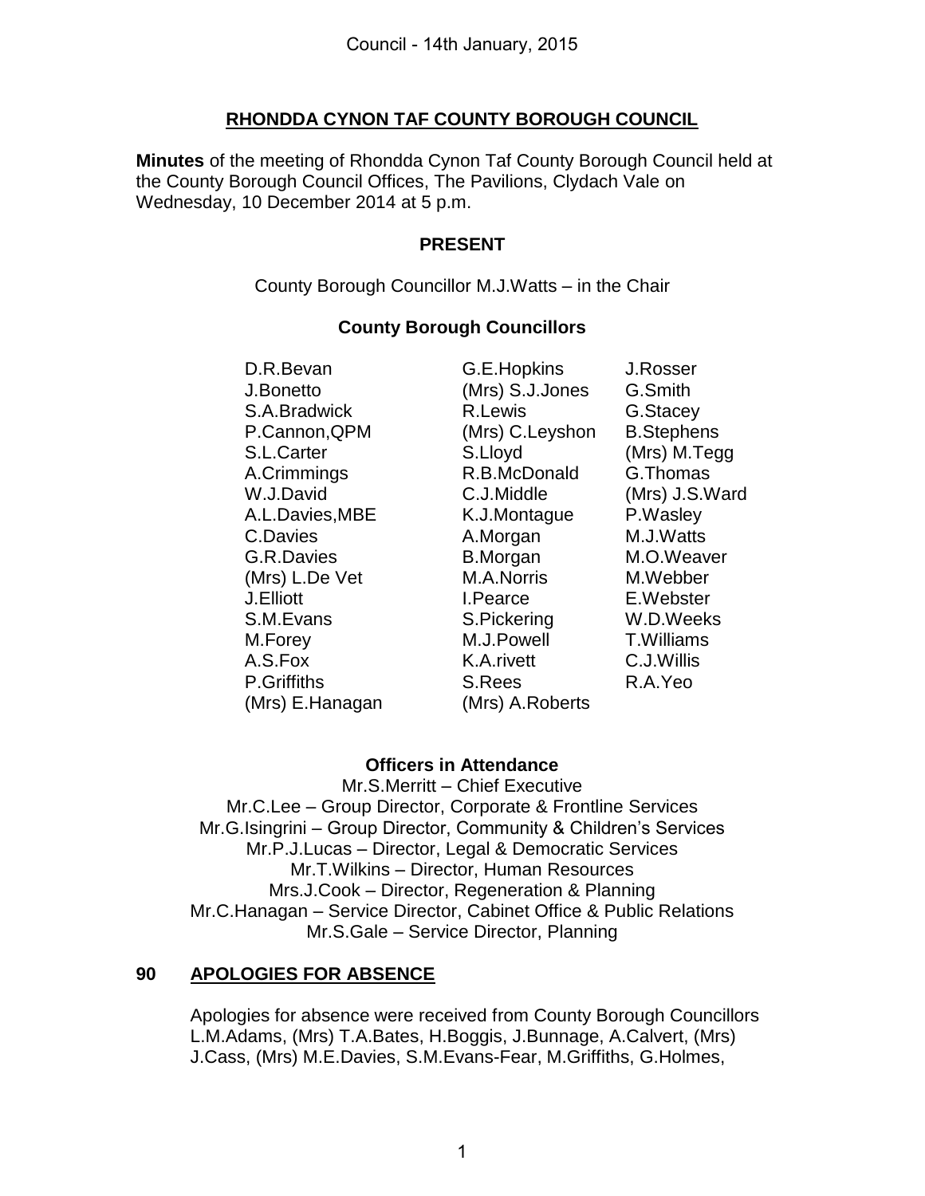# RHONDDA CYNON TAF COUNTY BOROUGH COUNCIL

**Minutes** of the meeting of Rhondda Cynon Taf County Borough Council held at the County Borough Council Offices, The Pavilions, Clydach Vale on Wednesday, 10 December 2014 at 5 p.m.

## PRESENT

County Borough Councillor M.J.Watts – in the Chair

### County Borough Councillors

| | | |
|---|---|---|
| D.R.Bevan | G.E.Hopkins | J.Rosser |
| J.Bonetto | (Mrs) S.J.Jones | G.Smith |
| S.A.Bradwick | R.Lewis | G.Stacey |
| P.Cannon,QPM | (Mrs) C.Leyshon | B.Stephens |
| S.L.Carter | S.Lloyd | (Mrs) M.Tegg |
| A.Crimmings | R.B.McDonald | G.Thomas |
| W.J.David | C.J.Middle | (Mrs) J.S.Ward |
| A.L.Davies,MBE | K.J.Montague | P.Wasley |
| C.Davies | A.Morgan | M.J.Watts |
| G.R.Davies | B.Morgan | M.O.Weaver |
| (Mrs) L.De Vet | M.A.Norris | M.Webber |
| J.Elliott | I.Pearce | E.Webster |
| S.M.Evans | S.Pickering | W.D.Weeks |
| M.Forey | M.J.Powell | T.Williams |
| A.S.Fox | K.A.rivett | C.J.Willis |
| P.Griffiths | S.Rees | R.A.Yeo |
| (Mrs) E.Hanagan | (Mrs) A.Roberts | |

### Officers in Attendance

Mr.S.Merritt – Chief Executive
Mr.C.Lee – Group Director, Corporate & Frontline Services
Mr.G.Isingrini – Group Director, Community & Children's Services
Mr.P.J.Lucas – Director, Legal & Democratic Services
Mr.T.Wilkins – Director, Human Resources
Mrs.J.Cook – Director, Regeneration & Planning
Mr.C.Hanagan – Service Director, Cabinet Office & Public Relations
Mr.S.Gale – Service Director, Planning

## 90 APOLOGIES FOR ABSENCE

Apologies for absence were received from County Borough Councillors L.M.Adams, (Mrs) T.A.Bates, H.Boggis, J.Bunnage, A.Calvert, (Mrs) J.Cass, (Mrs) M.E.Davies, S.M.Evans-Fear, M.Griffiths, G.Holmes,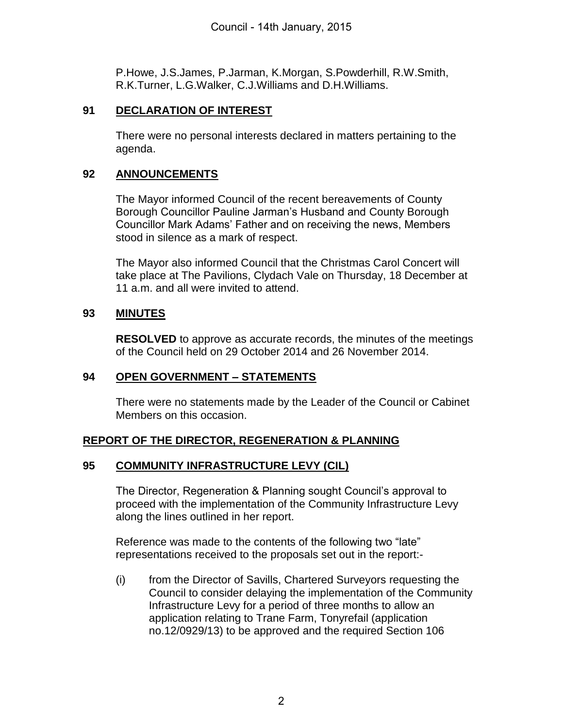P.Howe, J.S.James, P.Jarman, K.Morgan, S.Powderhill, R.W.Smith, R.K.Turner, L.G.Walker, C.J.Williams and D.H.Williams.

## 91 DECLARATION OF INTEREST

There were no personal interests declared in matters pertaining to the agenda.

## 92 ANNOUNCEMENTS

The Mayor informed Council of the recent bereavements of County Borough Councillor Pauline Jarman's Husband and County Borough Councillor Mark Adams' Father and on receiving the news, Members stood in silence as a mark of respect.

The Mayor also informed Council that the Christmas Carol Concert will take place at The Pavilions, Clydach Vale on Thursday, 18 December at 11 a.m. and all were invited to attend.

## 93 MINUTES

**RESOLVED** to approve as accurate records, the minutes of the meetings of the Council held on 29 October 2014 and 26 November 2014.

## 94 OPEN GOVERNMENT – STATEMENTS

There were no statements made by the Leader of the Council or Cabinet Members on this occasion.

## REPORT OF THE DIRECTOR, REGENERATION & PLANNING

## 95 COMMUNITY INFRASTRUCTURE LEVY (CIL)

The Director, Regeneration & Planning sought Council's approval to proceed with the implementation of the Community Infrastructure Levy along the lines outlined in her report.

Reference was made to the contents of the following two "late" representations received to the proposals set out in the report:-

(i) from the Director of Savills, Chartered Surveyors requesting the Council to consider delaying the implementation of the Community Infrastructure Levy for a period of three months to allow an application relating to Trane Farm, Tonyrefail (application no.12/0929/13) to be approved and the required Section 106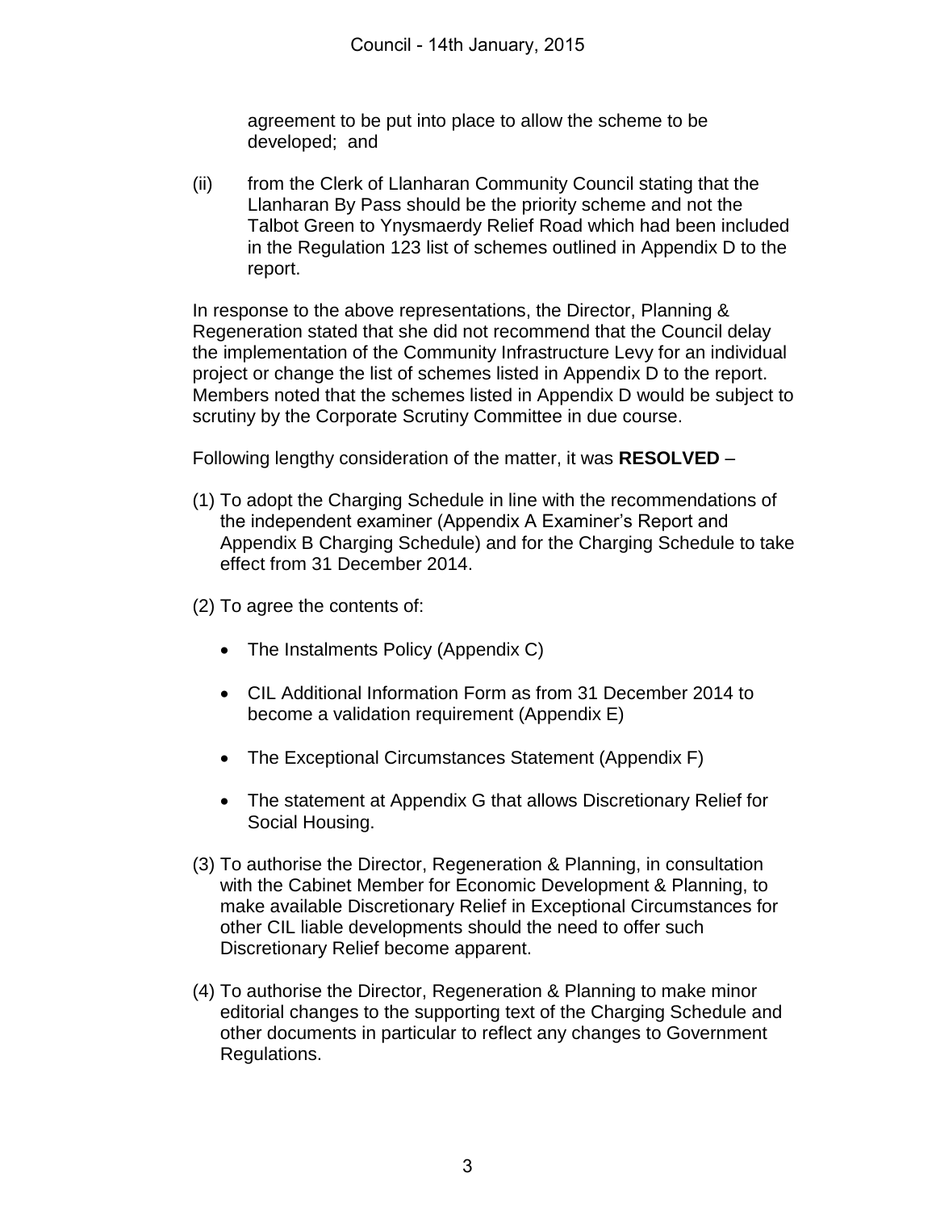agreement to be put into place to allow the scheme to be developed; and

(ii) from the Clerk of Llanharan Community Council stating that the Llanharan By Pass should be the priority scheme and not the Talbot Green to Ynysmaerdy Relief Road which had been included in the Regulation 123 list of schemes outlined in Appendix D to the report.

In response to the above representations, the Director, Planning & Regeneration stated that she did not recommend that the Council delay the implementation of the Community Infrastructure Levy for an individual project or change the list of schemes listed in Appendix D to the report. Members noted that the schemes listed in Appendix D would be subject to scrutiny by the Corporate Scrutiny Committee in due course.

Following lengthy consideration of the matter, it was **RESOLVED** –

(1) To adopt the Charging Schedule in line with the recommendations of the independent examiner (Appendix A Examiner's Report and Appendix B Charging Schedule) and for the Charging Schedule to take effect from 31 December 2014.

(2) To agree the contents of:

- The Instalments Policy (Appendix C)
- CIL Additional Information Form as from 31 December 2014 to become a validation requirement (Appendix E)
- The Exceptional Circumstances Statement (Appendix F)
- The statement at Appendix G that allows Discretionary Relief for Social Housing.

(3) To authorise the Director, Regeneration & Planning, in consultation with the Cabinet Member for Economic Development & Planning, to make available Discretionary Relief in Exceptional Circumstances for other CIL liable developments should the need to offer such Discretionary Relief become apparent.

(4) To authorise the Director, Regeneration & Planning to make minor editorial changes to the supporting text of the Charging Schedule and other documents in particular to reflect any changes to Government Regulations.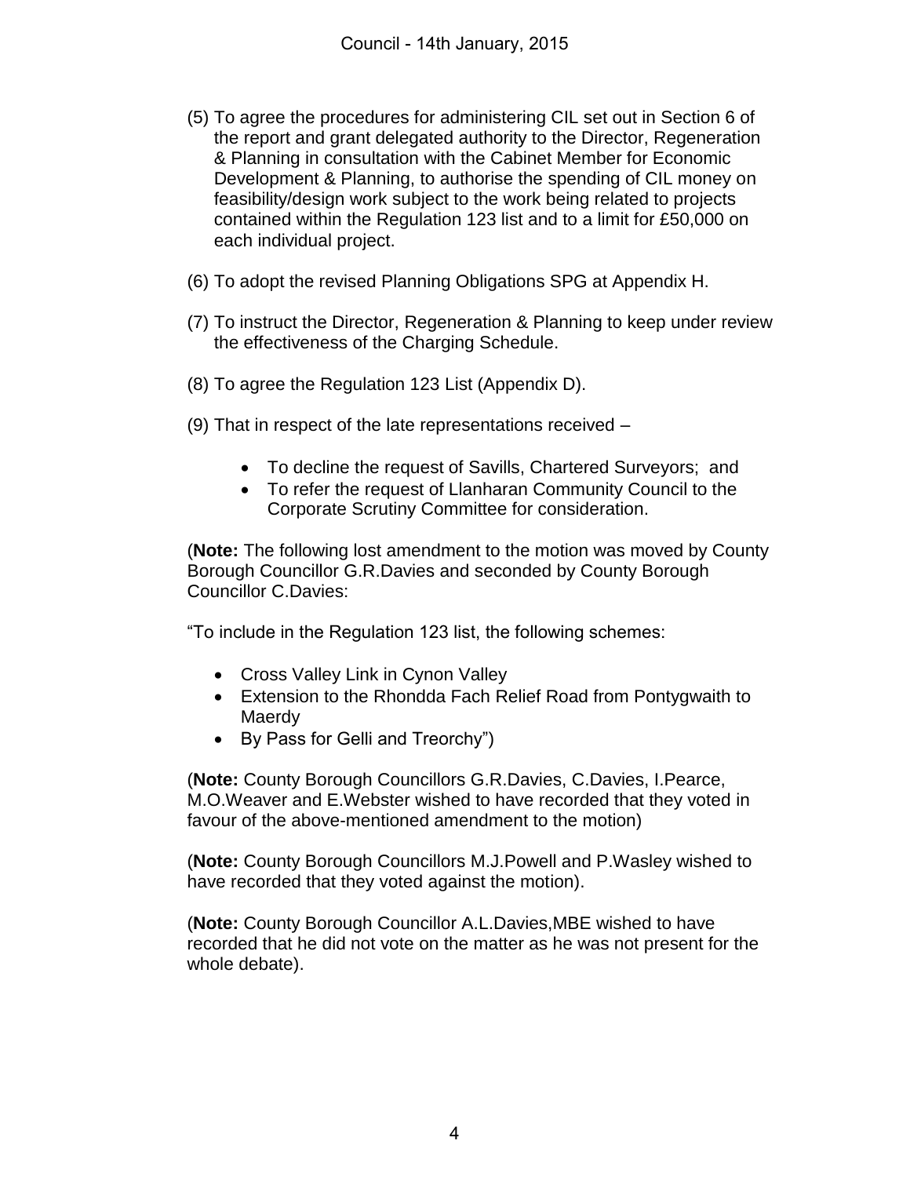(5) To agree the procedures for administering CIL set out in Section 6 of the report and grant delegated authority to the Director, Regeneration & Planning in consultation with the Cabinet Member for Economic Development & Planning, to authorise the spending of CIL money on feasibility/design work subject to the work being related to projects contained within the Regulation 123 list and to a limit for £50,000 on each individual project.

(6) To adopt the revised Planning Obligations SPG at Appendix H.

(7) To instruct the Director, Regeneration & Planning to keep under review the effectiveness of the Charging Schedule.

(8) To agree the Regulation 123 List (Appendix D).

(9) That in respect of the late representations received –

- To decline the request of Savills, Chartered Surveyors; and
- To refer the request of Llanharan Community Council to the Corporate Scrutiny Committee for consideration.

(**Note:** The following lost amendment to the motion was moved by County Borough Councillor G.R.Davies and seconded by County Borough Councillor C.Davies:

"To include in the Regulation 123 list, the following schemes:

- Cross Valley Link in Cynon Valley
- Extension to the Rhondda Fach Relief Road from Pontygwaith to Maerdy
- By Pass for Gelli and Treorchy")

(**Note:** County Borough Councillors G.R.Davies, C.Davies, I.Pearce, M.O.Weaver and E.Webster wished to have recorded that they voted in favour of the above-mentioned amendment to the motion)

(**Note:** County Borough Councillors M.J.Powell and P.Wasley wished to have recorded that they voted against the motion).

(**Note:** County Borough Councillor A.L.Davies,MBE wished to have recorded that he did not vote on the matter as he was not present for the whole debate).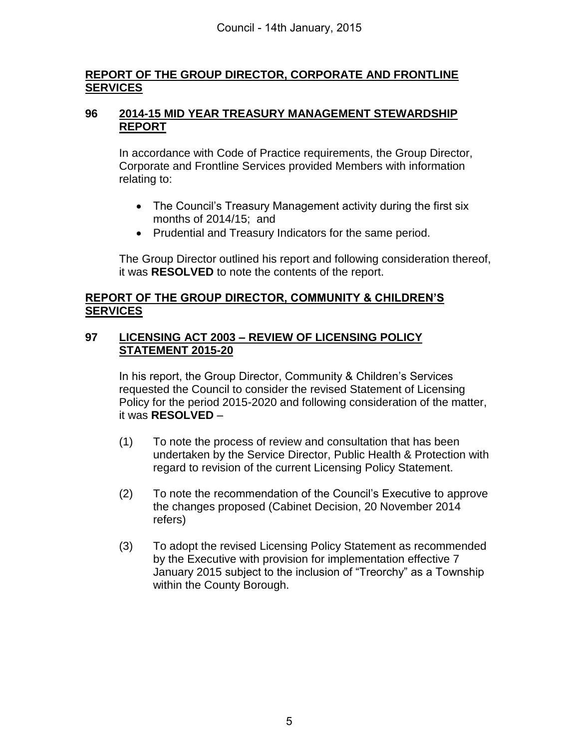## REPORT OF THE GROUP DIRECTOR, CORPORATE AND FRONTLINE SERVICES

### 96 2014-15 MID YEAR TREASURY MANAGEMENT STEWARDSHIP REPORT

In accordance with Code of Practice requirements, the Group Director, Corporate and Frontline Services provided Members with information relating to:

- The Council's Treasury Management activity during the first six months of 2014/15; and
- Prudential and Treasury Indicators for the same period.

The Group Director outlined his report and following consideration thereof, it was **RESOLVED** to note the contents of the report.

## REPORT OF THE GROUP DIRECTOR, COMMUNITY & CHILDREN'S SERVICES

### 97 LICENSING ACT 2003 – REVIEW OF LICENSING POLICY STATEMENT 2015-20

In his report, the Group Director, Community & Children's Services requested the Council to consider the revised Statement of Licensing Policy for the period 2015-2020 and following consideration of the matter, it was **RESOLVED** –

(1) To note the process of review and consultation that has been undertaken by the Service Director, Public Health & Protection with regard to revision of the current Licensing Policy Statement.

(2) To note the recommendation of the Council's Executive to approve the changes proposed (Cabinet Decision, 20 November 2014 refers)

(3) To adopt the revised Licensing Policy Statement as recommended by the Executive with provision for implementation effective 7 January 2015 subject to the inclusion of "Treorchy" as a Township within the County Borough.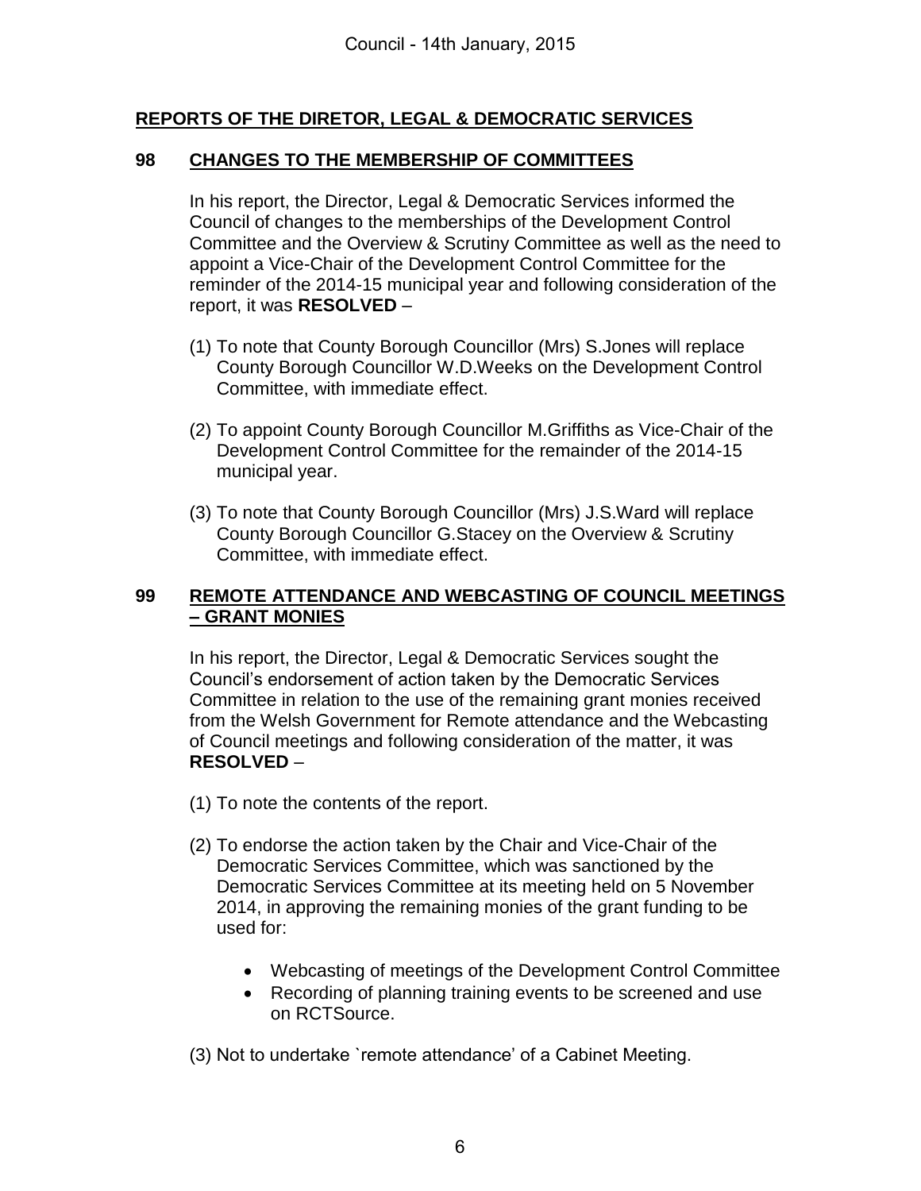## REPORTS OF THE DIRETOR, LEGAL & DEMOCRATIC SERVICES

### 98 CHANGES TO THE MEMBERSHIP OF COMMITTEES

In his report, the Director, Legal & Democratic Services informed the Council of changes to the memberships of the Development Control Committee and the Overview & Scrutiny Committee as well as the need to appoint a Vice-Chair of the Development Control Committee for the reminder of the 2014-15 municipal year and following consideration of the report, it was **RESOLVED** –

(1) To note that County Borough Councillor (Mrs) S.Jones will replace County Borough Councillor W.D.Weeks on the Development Control Committee, with immediate effect.

(2) To appoint County Borough Councillor M.Griffiths as Vice-Chair of the Development Control Committee for the remainder of the 2014-15 municipal year.

(3) To note that County Borough Councillor (Mrs) J.S.Ward will replace County Borough Councillor G.Stacey on the Overview & Scrutiny Committee, with immediate effect.

### 99 REMOTE ATTENDANCE AND WEBCASTING OF COUNCIL MEETINGS – GRANT MONIES

In his report, the Director, Legal & Democratic Services sought the Council's endorsement of action taken by the Democratic Services Committee in relation to the use of the remaining grant monies received from the Welsh Government for Remote attendance and the Webcasting of Council meetings and following consideration of the matter, it was **RESOLVED** –

(1) To note the contents of the report.

(2) To endorse the action taken by the Chair and Vice-Chair of the Democratic Services Committee, which was sanctioned by the Democratic Services Committee at its meeting held on 5 November 2014, in approving the remaining monies of the grant funding to be used for:

- Webcasting of meetings of the Development Control Committee
- Recording of planning training events to be screened and use on RCTSource.

(3) Not to undertake `remote attendance' of a Cabinet Meeting.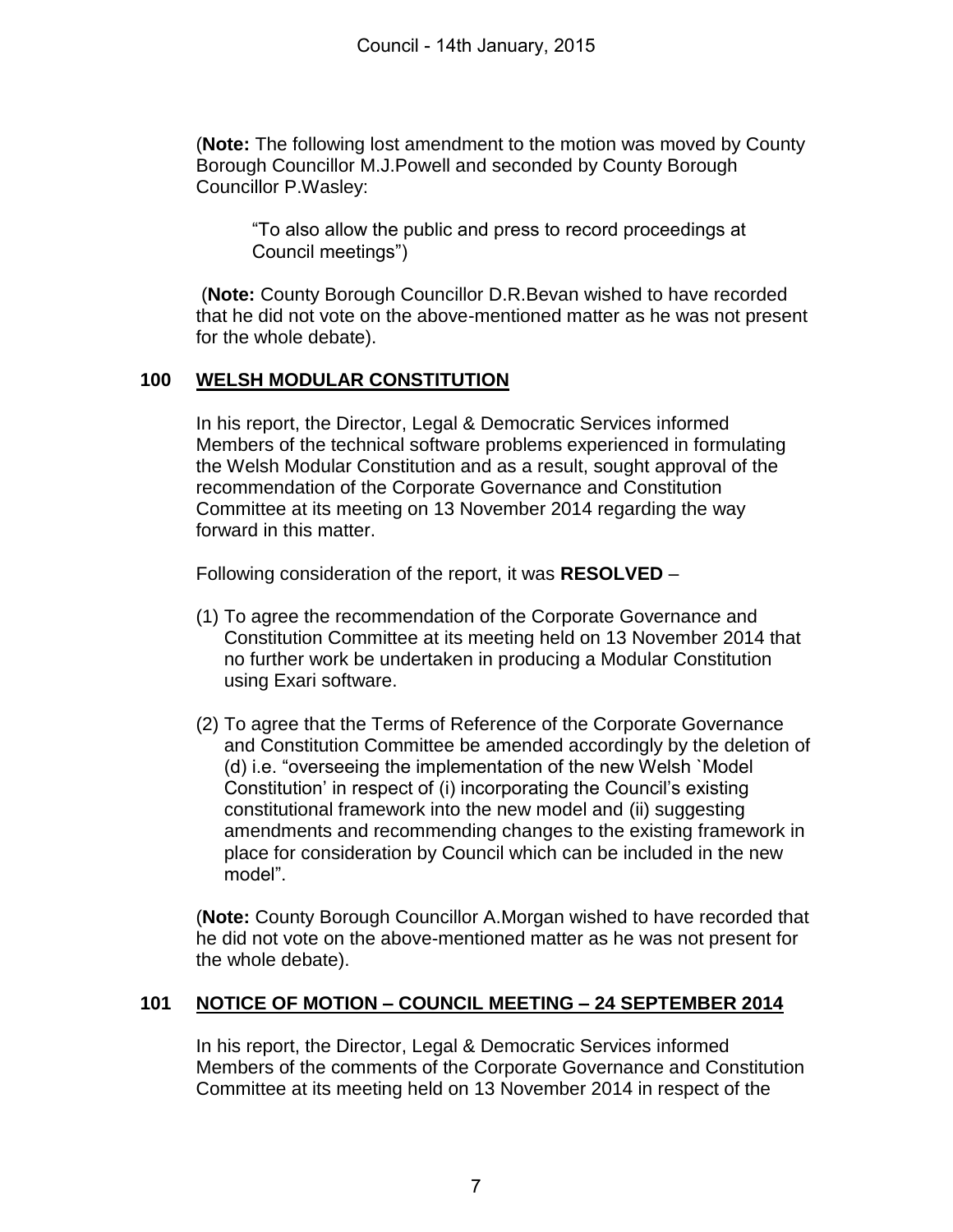(**Note:** The following lost amendment to the motion was moved by County Borough Councillor M.J.Powell and seconded by County Borough Councillor P.Wasley:

> "To also allow the public and press to record proceedings at Council meetings")

(**Note:** County Borough Councillor D.R.Bevan wished to have recorded that he did not vote on the above-mentioned matter as he was not present for the whole debate).

## 100 WELSH MODULAR CONSTITUTION

In his report, the Director, Legal & Democratic Services informed Members of the technical software problems experienced in formulating the Welsh Modular Constitution and as a result, sought approval of the recommendation of the Corporate Governance and Constitution Committee at its meeting on 13 November 2014 regarding the way forward in this matter.

Following consideration of the report, it was **RESOLVED** –

(1) To agree the recommendation of the Corporate Governance and Constitution Committee at its meeting held on 13 November 2014 that no further work be undertaken in producing a Modular Constitution using Exari software.

(2) To agree that the Terms of Reference of the Corporate Governance and Constitution Committee be amended accordingly by the deletion of (d) i.e. "overseeing the implementation of the new Welsh `Model Constitution' in respect of (i) incorporating the Council's existing constitutional framework into the new model and (ii) suggesting amendments and recommending changes to the existing framework in place for consideration by Council which can be included in the new model".

(**Note:** County Borough Councillor A.Morgan wished to have recorded that he did not vote on the above-mentioned matter as he was not present for the whole debate).

## 101 NOTICE OF MOTION – COUNCIL MEETING – 24 SEPTEMBER 2014

In his report, the Director, Legal & Democratic Services informed Members of the comments of the Corporate Governance and Constitution Committee at its meeting held on 13 November 2014 in respect of the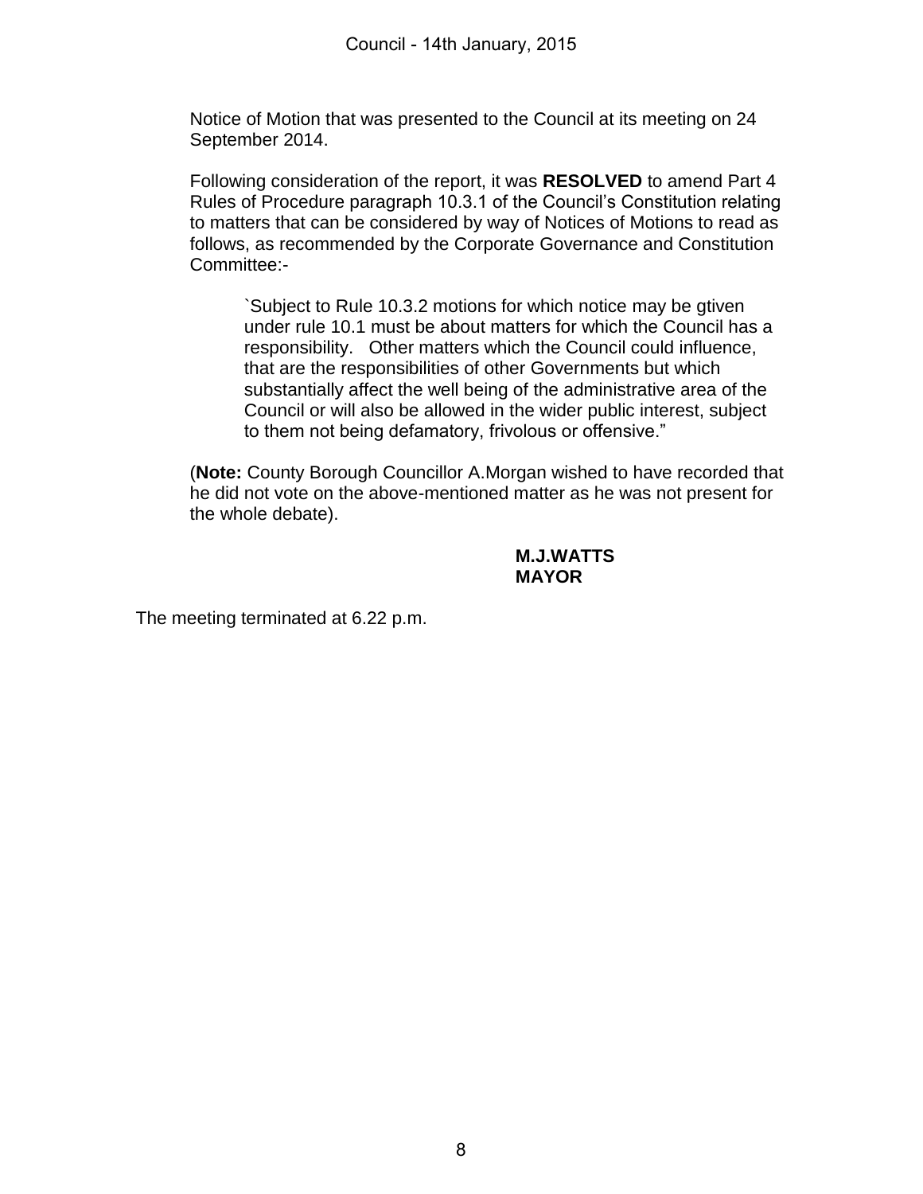Notice of Motion that was presented to the Council at its meeting on 24 September 2014.

Following consideration of the report, it was **RESOLVED** to amend Part 4 Rules of Procedure paragraph 10.3.1 of the Council's Constitution relating to matters that can be considered by way of Notices of Motions to read as follows, as recommended by the Corporate Governance and Constitution Committee:-

> `Subject to Rule 10.3.2 motions for which notice may be gtiven under rule 10.1 must be about matters for which the Council has a responsibility. Other matters which the Council could influence, that are the responsibilities of other Governments but which substantially affect the well being of the administrative area of the Council or will also be allowed in the wider public interest, subject to them not being defamatory, frivolous or offensive."

(**Note:** County Borough Councillor A.Morgan wished to have recorded that he did not vote on the above-mentioned matter as he was not present for the whole debate).

**M.J.WATTS**
**MAYOR**

The meeting terminated at 6.22 p.m.